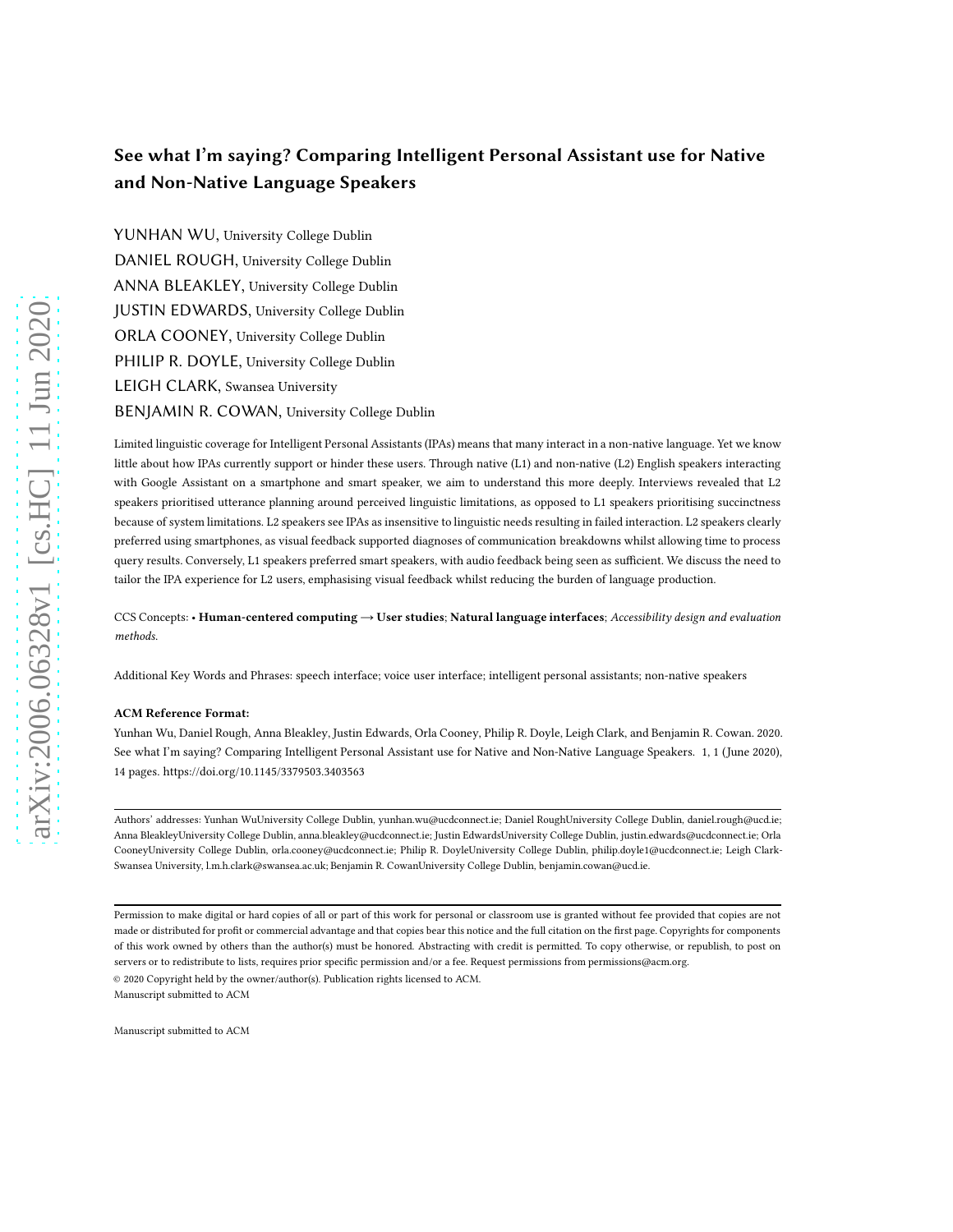# See what I'm saying? Comparing Intelligent Personal Assistant use for Native and Non-Native Language Speakers

YUNHAN WU, University College Dublin

DANIEL ROUGH, University College Dublin

ANNA BLEAKLEY, University College Dublin

JUSTIN EDWARDS, University College Dublin

ORLA COONEY, University College Dublin

PHILIP R. DOYLE, University College Dublin

LEIGH CLARK, Swansea University

BENJAMIN R. COWAN, University College Dublin

Limited linguistic coverage for Intelligent Personal Assistants (IPAs) means that many interact in a non-native language. Yet we know little about how IPAs currently support or hinder these users. Through native (L1) and non-native (L2) English speakers interacting with Google Assistant on a smartphone and smart speaker, we aim to understand this more deeply. Interviews revealed that L2 speakers prioritised utterance planning around perceived linguistic limitations, as opposed to L1 speakers prioritising succinctness because of system limitations. L2 speakers see IPAs as insensitive to linguistic needs resulting in failed interaction. L2 speakers clearly preferred using smartphones, as visual feedback supported diagnoses of communication breakdowns whilst allowing time to process query results. Conversely, L1 speakers preferred smart speakers, with audio feedback being seen as sufficient. We discuss the need to tailor the IPA experience for L2 users, emphasising visual feedback whilst reducing the burden of language production.

CCS Concepts: • **Human-centered computing** → **User studies**; **Natural language interfaces**; *Accessibility design and evaluation methods.*

Additional Key Words and Phrases: speech interface; voice user interface; intelligent personal assistants; non-native speakers

**ACM Reference Format:**

Yunhan Wu, Daniel Rough, Anna Bleakley, Justin Edwards, Orla Cooney, Philip R. Doyle, Leigh Clark, and Benjamin R. Cowan. 2020. See what I'm saying? Comparing Intelligent Personal Assistant use for Native and Non-Native Language Speakers. 1, 1 (June 2020), 14 pages. https://doi.org/10.1145/3379503.3403563

---

Authors' addresses: Yunhan WuUniversity College Dublin, yunhan.wu@ucdconnect.ie; Daniel RoughUniversity College Dublin, daniel.rough@ucd.ie; Anna BleakleyUniversity College Dublin, anna.bleakley@ucdconnect.ie; Justin EdwardsUniversity College Dublin, justin.edwards@ucdconnect.ie; Orla CooneyUniversity College Dublin, orla.cooney@ucdconnect.ie; Philip R. DoyleUniversity College Dublin, philip.doyle1@ucdconnect.ie; Leigh ClarkSwansea University, l.m.h.clark@swansea.ac.uk; Benjamin R. CowanUniversity College Dublin, benjamin.cowan@ucd.ie.

---

Permission to make digital or hard copies of all or part of this work for personal or classroom use is granted without fee provided that copies are not made or distributed for profit or commercial advantage and that copies bear this notice and the full citation on the first page. Copyrights for components of this work owned by others than the author(s) must be honored. Abstracting with credit is permitted. To copy otherwise, or republish, to post on servers or to redistribute to lists, requires prior specific permission and/or a fee. Request permissions from permissions@acm.org.

© 2020 Copyright held by the owner/author(s). Publication rights licensed to ACM.

Manuscript submitted to ACM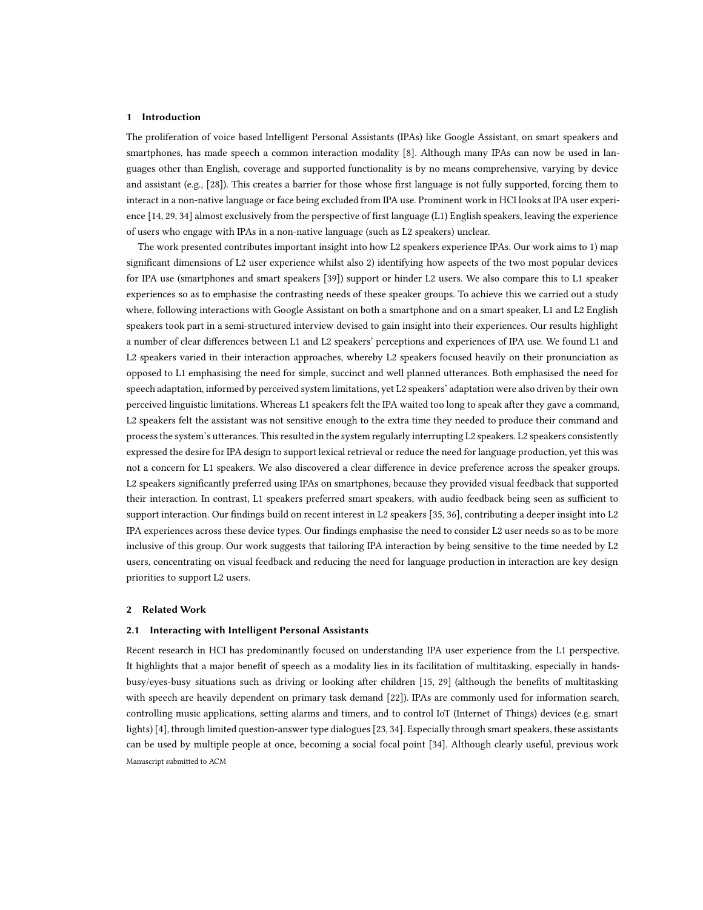## 1 Introduction

The proliferation of voice based Intelligent Personal Assistants (IPAs) like Google Assistant, on smart speakers and smartphones, has made speech a common interaction modality [8]. Although many IPAs can now be used in languages other than English, coverage and supported functionality is by no means comprehensive, varying by device and assistant (e.g., [28]). This creates a barrier for those whose first language is not fully supported, forcing them to interact in a non-native language or face being excluded from IPA use. Prominent work in HCI looks at IPA user experience [14, 29, 34] almost exclusively from the perspective of first language (L1) English speakers, leaving the experience of users who engage with IPAs in a non-native language (such as L2 speakers) unclear.

The work presented contributes important insight into how L2 speakers experience IPAs. Our work aims to 1) map significant dimensions of L2 user experience whilst also 2) identifying how aspects of the two most popular devices for IPA use (smartphones and smart speakers [39]) support or hinder L2 users. We also compare this to L1 speaker experiences so as to emphasise the contrasting needs of these speaker groups. To achieve this we carried out a study where, following interactions with Google Assistant on both a smartphone and on a smart speaker, L1 and L2 English speakers took part in a semi-structured interview devised to gain insight into their experiences. Our results highlight a number of clear differences between L1 and L2 speakers' perceptions and experiences of IPA use. We found L1 and L2 speakers varied in their interaction approaches, whereby L2 speakers focused heavily on their pronunciation as opposed to L1 emphasising the need for simple, succinct and well planned utterances. Both emphasised the need for speech adaptation, informed by perceived system limitations, yet L2 speakers' adaptation were also driven by their own perceived linguistic limitations. Whereas L1 speakers felt the IPA waited too long to speak after they gave a command, L2 speakers felt the assistant was not sensitive enough to the extra time they needed to produce their command and process the system's utterances. This resulted in the system regularly interrupting L2 speakers. L2 speakers consistently expressed the desire for IPA design to support lexical retrieval or reduce the need for language production, yet this was not a concern for L1 speakers. We also discovered a clear difference in device preference across the speaker groups. L2 speakers significantly preferred using IPAs on smartphones, because they provided visual feedback that supported their interaction. In contrast, L1 speakers preferred smart speakers, with audio feedback being seen as sufficient to support interaction. Our findings build on recent interest in L2 speakers [35, 36], contributing a deeper insight into L2 IPA experiences across these device types. Our findings emphasise the need to consider L2 user needs so as to be more inclusive of this group. Our work suggests that tailoring IPA interaction by being sensitive to the time needed by L2 users, concentrating on visual feedback and reducing the need for language production in interaction are key design priorities to support L2 users.

## 2 Related Work

### 2.1 Interacting with Intelligent Personal Assistants

Recent research in HCI has predominantly focused on understanding IPA user experience from the L1 perspective. It highlights that a major benefit of speech as a modality lies in its facilitation of multitasking, especially in hands-busy/eyes-busy situations such as driving or looking after children [15, 29] (although the benefits of multitasking with speech are heavily dependent on primary task demand [22]). IPAs are commonly used for information search, controlling music applications, setting alarms and timers, and to control IoT (Internet of Things) devices (e.g. smart lights) [4], through limited question-answer type dialogues [23, 34]. Especially through smart speakers, these assistants can be used by multiple people at once, becoming a social focal point [34]. Although clearly useful, previous work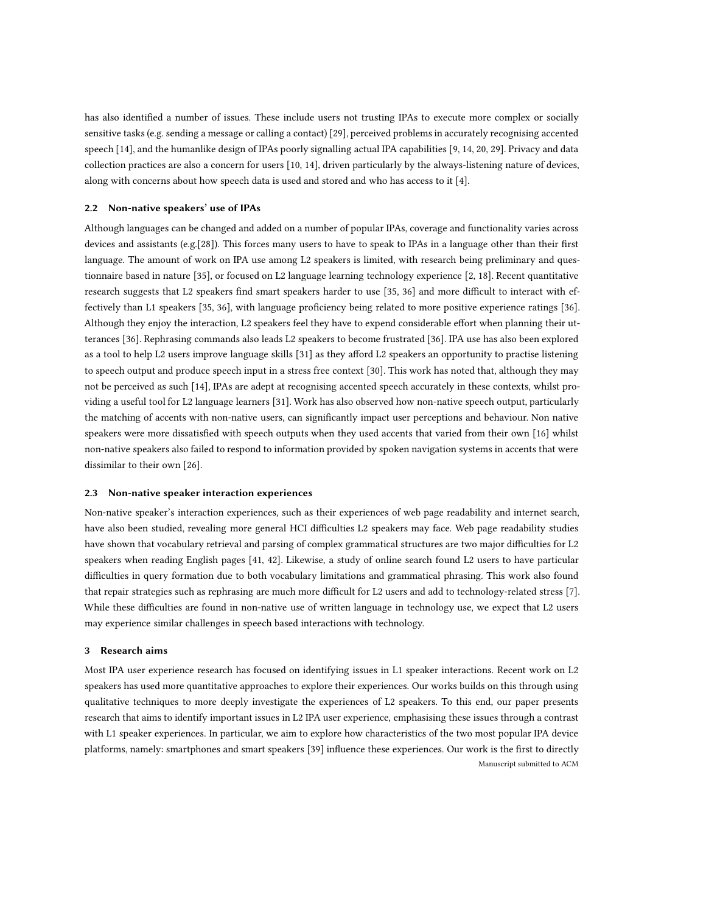has also identified a number of issues. These include users not trusting IPAs to execute more complex or socially sensitive tasks (e.g. sending a message or calling a contact) [29], perceived problems in accurately recognising accented speech [14], and the humanlike design of IPAs poorly signalling actual IPA capabilities [9, 14, 20, 29]. Privacy and data collection practices are also a concern for users [10, 14], driven particularly by the always-listening nature of devices, along with concerns about how speech data is used and stored and who has access to it [4].

### 2.2 Non-native speakers' use of IPAs

Although languages can be changed and added on a number of popular IPAs, coverage and functionality varies across devices and assistants (e.g.[28]). This forces many users to have to speak to IPAs in a language other than their first language. The amount of work on IPA use among L2 speakers is limited, with research being preliminary and questionnaire based in nature [35], or focused on L2 language learning technology experience [2, 18]. Recent quantitative research suggests that L2 speakers find smart speakers harder to use [35, 36] and more difficult to interact with effectively than L1 speakers [35, 36], with language proficiency being related to more positive experience ratings [36]. Although they enjoy the interaction, L2 speakers feel they have to expend considerable effort when planning their utterances [36]. Rephrasing commands also leads L2 speakers to become frustrated [36]. IPA use has also been explored as a tool to help L2 users improve language skills [31] as they afford L2 speakers an opportunity to practise listening to speech output and produce speech input in a stress free context [30]. This work has noted that, although they may not be perceived as such [14], IPAs are adept at recognising accented speech accurately in these contexts, whilst providing a useful tool for L2 language learners [31]. Work has also observed how non-native speech output, particularly the matching of accents with non-native users, can significantly impact user perceptions and behaviour. Non native speakers were more dissatisfied with speech outputs when they used accents that varied from their own [16] whilst non-native speakers also failed to respond to information provided by spoken navigation systems in accents that were dissimilar to their own [26].

### 2.3 Non-native speaker interaction experiences

Non-native speaker's interaction experiences, such as their experiences of web page readability and internet search, have also been studied, revealing more general HCI difficulties L2 speakers may face. Web page readability studies have shown that vocabulary retrieval and parsing of complex grammatical structures are two major difficulties for L2 speakers when reading English pages [41, 42]. Likewise, a study of online search found L2 users to have particular difficulties in query formation due to both vocabulary limitations and grammatical phrasing. This work also found that repair strategies such as rephrasing are much more difficult for L2 users and add to technology-related stress [7]. While these difficulties are found in non-native use of written language in technology use, we expect that L2 users may experience similar challenges in speech based interactions with technology.

## 3 Research aims

Most IPA user experience research has focused on identifying issues in L1 speaker interactions. Recent work on L2 speakers has used more quantitative approaches to explore their experiences. Our works builds on this through using qualitative techniques to more deeply investigate the experiences of L2 speakers. To this end, our paper presents research that aims to identify important issues in L2 IPA user experience, emphasising these issues through a contrast with L1 speaker experiences. In particular, we aim to explore how characteristics of the two most popular IPA device platforms, namely: smartphones and smart speakers [39] influence these experiences. Our work is the first to directly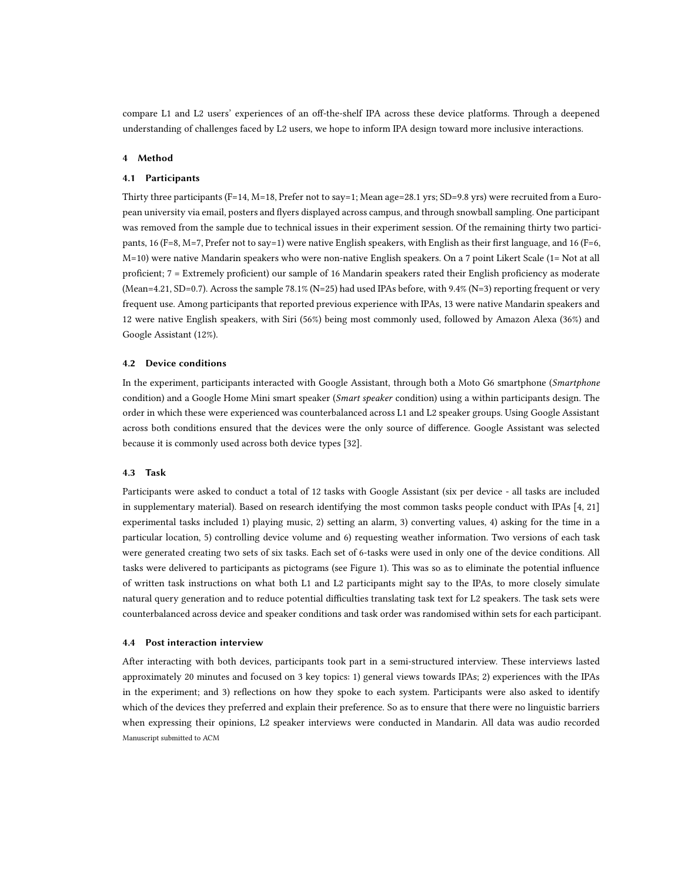compare L1 and L2 users' experiences of an off-the-shelf IPA across these device platforms. Through a deepened understanding of challenges faced by L2 users, we hope to inform IPA design toward more inclusive interactions.

## 4 Method

### 4.1 Participants

Thirty three participants (F=14, M=18, Prefer not to say=1; Mean age=28.1 yrs; SD=9.8 yrs) were recruited from a European university via email, posters and flyers displayed across campus, and through snowball sampling. One participant was removed from the sample due to technical issues in their experiment session. Of the remaining thirty two participants, 16 (F=8, M=7, Prefer not to say=1) were native English speakers, with English as their first language, and 16 (F=6, M=10) were native Mandarin speakers who were non-native English speakers. On a 7 point Likert Scale (1= Not at all proficient; 7 = Extremely proficient) our sample of 16 Mandarin speakers rated their English proficiency as moderate (Mean=4.21, SD=0.7). Across the sample 78.1% (N=25) had used IPAs before, with 9.4% (N=3) reporting frequent or very frequent use. Among participants that reported previous experience with IPAs, 13 were native Mandarin speakers and 12 were native English speakers, with Siri (56%) being most commonly used, followed by Amazon Alexa (36%) and Google Assistant (12%).

### 4.2 Device conditions

In the experiment, participants interacted with Google Assistant, through both a Moto G6 smartphone (*Smartphone* condition) and a Google Home Mini smart speaker (*Smart speaker* condition) using a within participants design. The order in which these were experienced was counterbalanced across L1 and L2 speaker groups. Using Google Assistant across both conditions ensured that the devices were the only source of difference. Google Assistant was selected because it is commonly used across both device types [32].

### 4.3 Task

Participants were asked to conduct a total of 12 tasks with Google Assistant (six per device - all tasks are included in supplementary material). Based on research identifying the most common tasks people conduct with IPAs [4, 21] experimental tasks included 1) playing music, 2) setting an alarm, 3) converting values, 4) asking for the time in a particular location, 5) controlling device volume and 6) requesting weather information. Two versions of each task were generated creating two sets of six tasks. Each set of 6-tasks were used in only one of the device conditions. All tasks were delivered to participants as pictograms (see Figure 1). This was so as to eliminate the potential influence of written task instructions on what both L1 and L2 participants might say to the IPAs, to more closely simulate natural query generation and to reduce potential difficulties translating task text for L2 speakers. The task sets were counterbalanced across device and speaker conditions and task order was randomised within sets for each participant.

### 4.4 Post interaction interview

After interacting with both devices, participants took part in a semi-structured interview. These interviews lasted approximately 20 minutes and focused on 3 key topics: 1) general views towards IPAs; 2) experiences with the IPAs in the experiment; and 3) reflections on how they spoke to each system. Participants were also asked to identify which of the devices they preferred and explain their preference. So as to ensure that there were no linguistic barriers when expressing their opinions, L2 speaker interviews were conducted in Mandarin. All data was audio recorded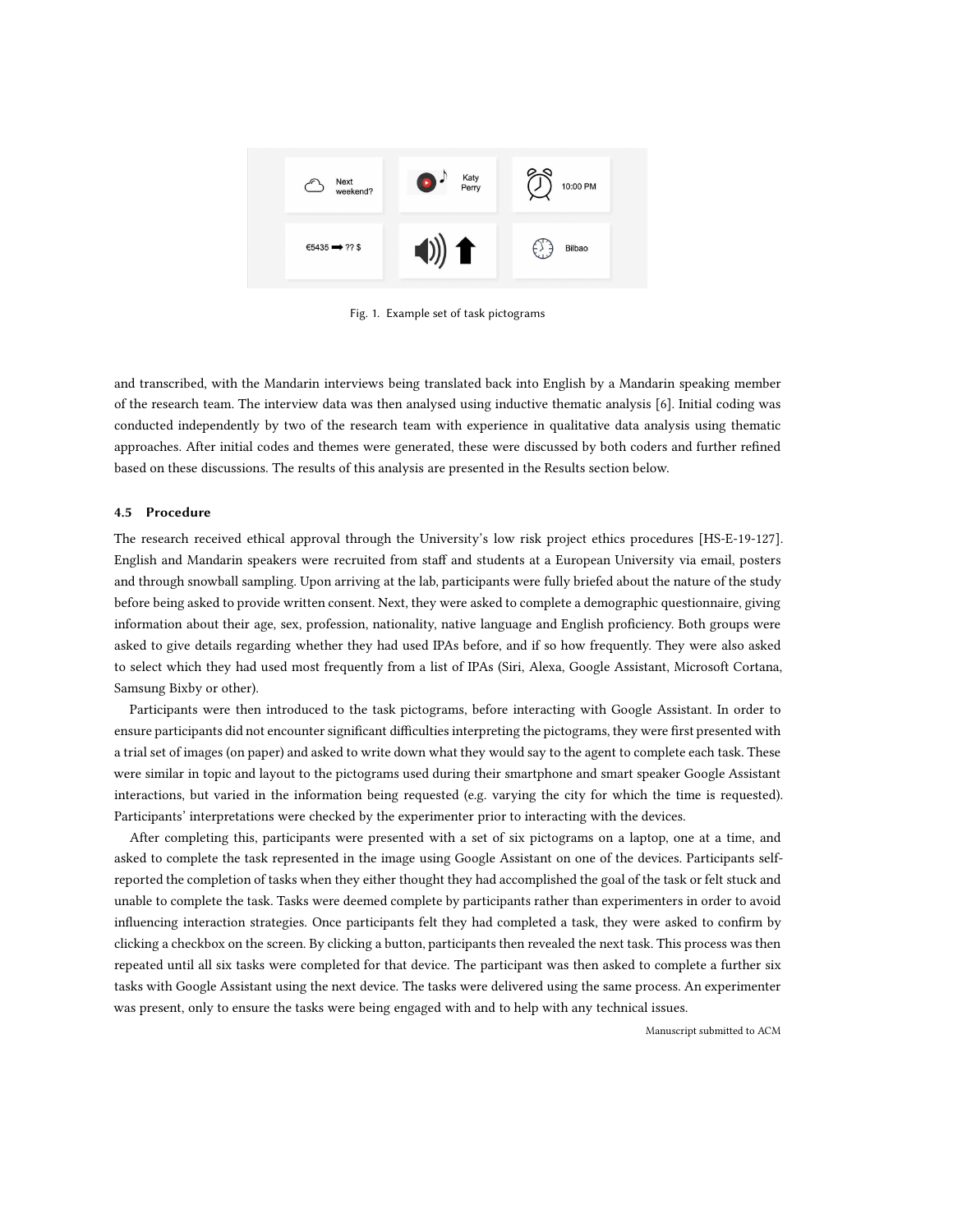Next weekend?

Katy Perry

10:00 PM

€5435 ➡ ?? $

Bilbao

Fig. 1. Example set of task pictograms

and transcribed, with the Mandarin interviews being translated back into English by a Mandarin speaking member of the research team. The interview data was then analysed using inductive thematic analysis [6]. Initial coding was conducted independently by two of the research team with experience in qualitative data analysis using thematic approaches. After initial codes and themes were generated, these were discussed by both coders and further refined based on these discussions. The results of this analysis are presented in the Results section below.

### 4.5 Procedure

The research received ethical approval through the University's low risk project ethics procedures [HS-E-19-127]. English and Mandarin speakers were recruited from staff and students at a European University via email, posters and through snowball sampling. Upon arriving at the lab, participants were fully briefed about the nature of the study before being asked to provide written consent. Next, they were asked to complete a demographic questionnaire, giving information about their age, sex, profession, nationality, native language and English proficiency. Both groups were asked to give details regarding whether they had used IPAs before, and if so how frequently. They were also asked to select which they had used most frequently from a list of IPAs (Siri, Alexa, Google Assistant, Microsoft Cortana, Samsung Bixby or other).

Participants were then introduced to the task pictograms, before interacting with Google Assistant. In order to ensure participants did not encounter significant difficulties interpreting the pictograms, they were first presented with a trial set of images (on paper) and asked to write down what they would say to the agent to complete each task. These were similar in topic and layout to the pictograms used during their smartphone and smart speaker Google Assistant interactions, but varied in the information being requested (e.g. varying the city for which the time is requested). Participants' interpretations were checked by the experimenter prior to interacting with the devices.

After completing this, participants were presented with a set of six pictograms on a laptop, one at a time, and asked to complete the task represented in the image using Google Assistant on one of the devices. Participants self-reported the completion of tasks when they either thought they had accomplished the goal of the task or felt stuck and unable to complete the task. Tasks were deemed complete by participants rather than experimenters in order to avoid influencing interaction strategies. Once participants felt they had completed a task, they were asked to confirm by clicking a checkbox on the screen. By clicking a button, participants then revealed the next task. This process was then repeated until all six tasks were completed for that device. The participant was then asked to complete a further six tasks with Google Assistant using the next device. The tasks were delivered using the same process. An experimenter was present, only to ensure the tasks were being engaged with and to help with any technical issues.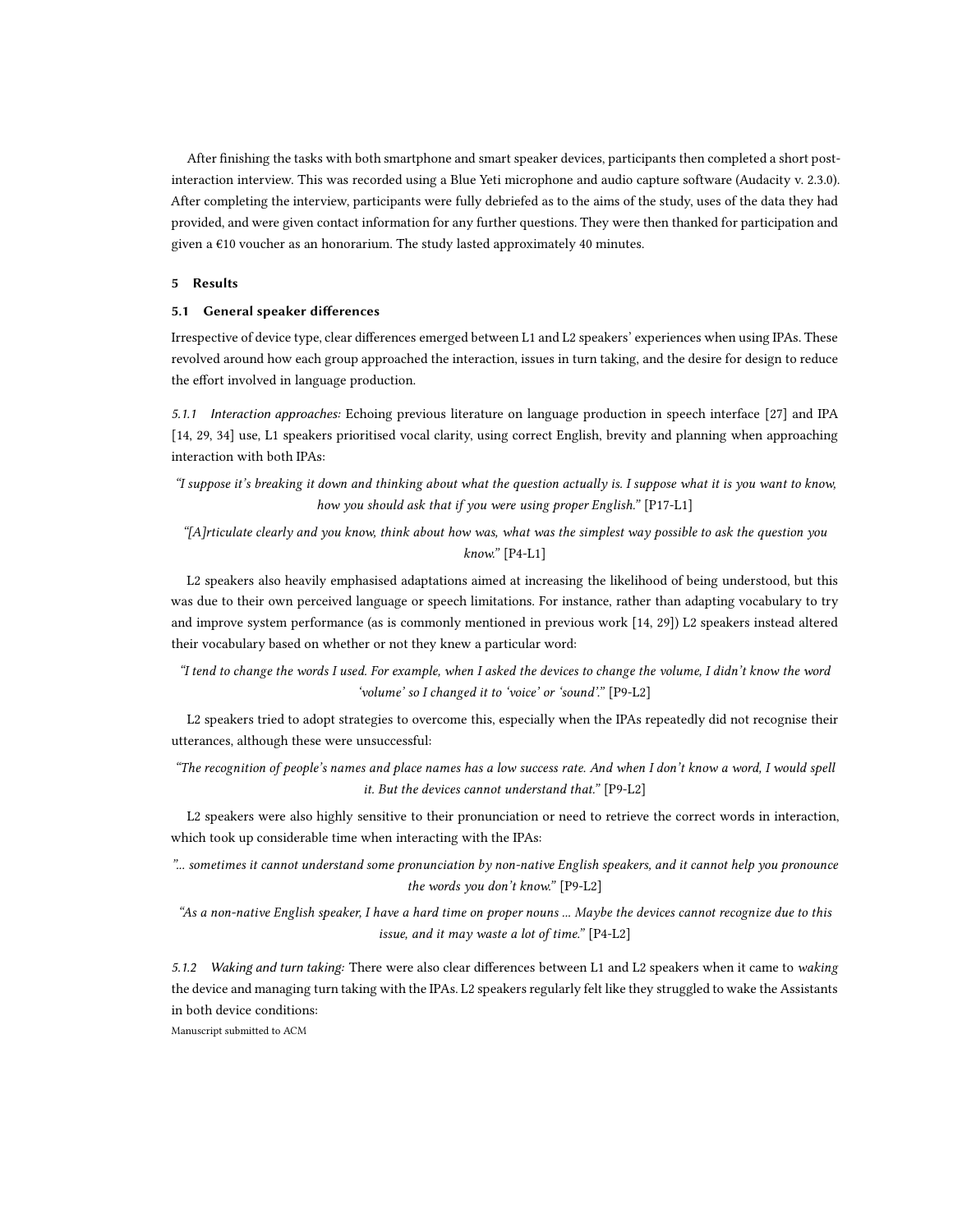After finishing the tasks with both smartphone and smart speaker devices, participants then completed a short post-interaction interview. This was recorded using a Blue Yeti microphone and audio capture software (Audacity v. 2.3.0). After completing the interview, participants were fully debriefed as to the aims of the study, uses of the data they had provided, and were given contact information for any further questions. They were then thanked for participation and given a €10 voucher as an honorarium. The study lasted approximately 40 minutes.

## 5 Results

### 5.1 General speaker differences

Irrespective of device type, clear differences emerged between L1 and L2 speakers' experiences when using IPAs. These revolved around how each group approached the interaction, issues in turn taking, and the desire for design to reduce the effort involved in language production.

*5.1.1 Interaction approaches:* Echoing previous literature on language production in speech interface [27] and IPA [14, 29, 34] use, L1 speakers prioritised vocal clarity, using correct English, brevity and planning when approaching interaction with both IPAs:

*"I suppose it's breaking it down and thinking about what the question actually is. I suppose what it is you want to know, how you should ask that if you were using proper English."* [P17-L1]

*"[A]rticulate clearly and you know, think about how was, what was the simplest way possible to ask the question you know."* [P4-L1]

L2 speakers also heavily emphasised adaptations aimed at increasing the likelihood of being understood, but this was due to their own perceived language or speech limitations. For instance, rather than adapting vocabulary to try and improve system performance (as is commonly mentioned in previous work [14, 29]) L2 speakers instead altered their vocabulary based on whether or not they knew a particular word:

*"I tend to change the words I used. For example, when I asked the devices to change the volume, I didn't know the word 'volume' so I changed it to 'voice' or 'sound'."* [P9-L2]

L2 speakers tried to adopt strategies to overcome this, especially when the IPAs repeatedly did not recognise their utterances, although these were unsuccessful:

*"The recognition of people's names and place names has a low success rate. And when I don't know a word, I would spell it. But the devices cannot understand that."* [P9-L2]

L2 speakers were also highly sensitive to their pronunciation or need to retrieve the correct words in interaction, which took up considerable time when interacting with the IPAs:

*"... sometimes it cannot understand some pronunciation by non-native English speakers, and it cannot help you pronounce the words you don't know."* [P9-L2]

*"As a non-native English speaker, I have a hard time on proper nouns ... Maybe the devices cannot recognize due to this issue, and it may waste a lot of time."* [P4-L2]

*5.1.2 Waking and turn taking:* There were also clear differences between L1 and L2 speakers when it came to *waking* the device and managing turn taking with the IPAs. L2 speakers regularly felt like they struggled to wake the Assistants in both device conditions: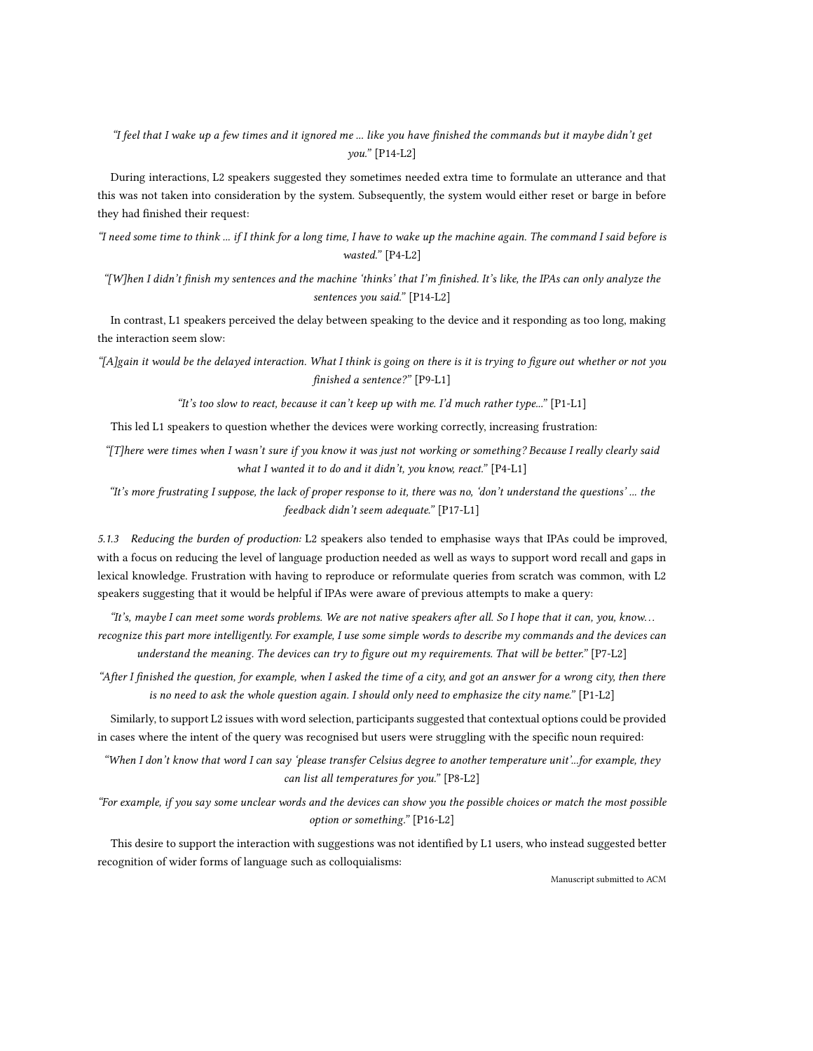*"I feel that I wake up a few times and it ignored me ... like you have finished the commands but it maybe didn't get you."* [P14-L2]

During interactions, L2 speakers suggested they sometimes needed extra time to formulate an utterance and that this was not taken into consideration by the system. Subsequently, the system would either reset or barge in before they had finished their request:

*"I need some time to think ... if I think for a long time, I have to wake up the machine again. The command I said before is wasted."* [P4-L2]

*"[W]hen I didn't finish my sentences and the machine 'thinks' that I'm finished. It's like, the IPAs can only analyze the sentences you said."* [P14-L2]

In contrast, L1 speakers perceived the delay between speaking to the device and it responding as too long, making the interaction seem slow:

*"[A]gain it would be the delayed interaction. What I think is going on there is it is trying to figure out whether or not you finished a sentence?"* [P9-L1]

*"It's too slow to react, because it can't keep up with me. I'd much rather type..."* [P1-L1]

This led L1 speakers to question whether the devices were working correctly, increasing frustration:

*"[T]here were times when I wasn't sure if you know it was just not working or something? Because I really clearly said what I wanted it to do and it didn't, you know, react."* [P4-L1]

*"It's more frustrating I suppose, the lack of proper response to it, there was no, 'don't understand the questions' ... the feedback didn't seem adequate."* [P17-L1]

*5.1.3 Reducing the burden of production:* L2 speakers also tended to emphasise ways that IPAs could be improved, with a focus on reducing the level of language production needed as well as ways to support word recall and gaps in lexical knowledge. Frustration with having to reproduce or reformulate queries from scratch was common, with L2 speakers suggesting that it would be helpful if IPAs were aware of previous attempts to make a query:

*"It's, maybe I can meet some words problems. We are not native speakers after all. So I hope that it can, you, know... recognize this part more intelligently. For example, I use some simple words to describe my commands and the devices can understand the meaning. The devices can try to figure out my requirements. That will be better."* [P7-L2]

*"After I finished the question, for example, when I asked the time of a city, and got an answer for a wrong city, then there is no need to ask the whole question again. I should only need to emphasize the city name."* [P1-L2]

Similarly, to support L2 issues with word selection, participants suggested that contextual options could be provided in cases where the intent of the query was recognised but users were struggling with the specific noun required:

*"When I don't know that word I can say 'please transfer Celsius degree to another temperature unit'...for example, they can list all temperatures for you."* [P8-L2]

*"For example, if you say some unclear words and the devices can show you the possible choices or match the most possible option or something."* [P16-L2]

This desire to support the interaction with suggestions was not identified by L1 users, who instead suggested better recognition of wider forms of language such as colloquialisms: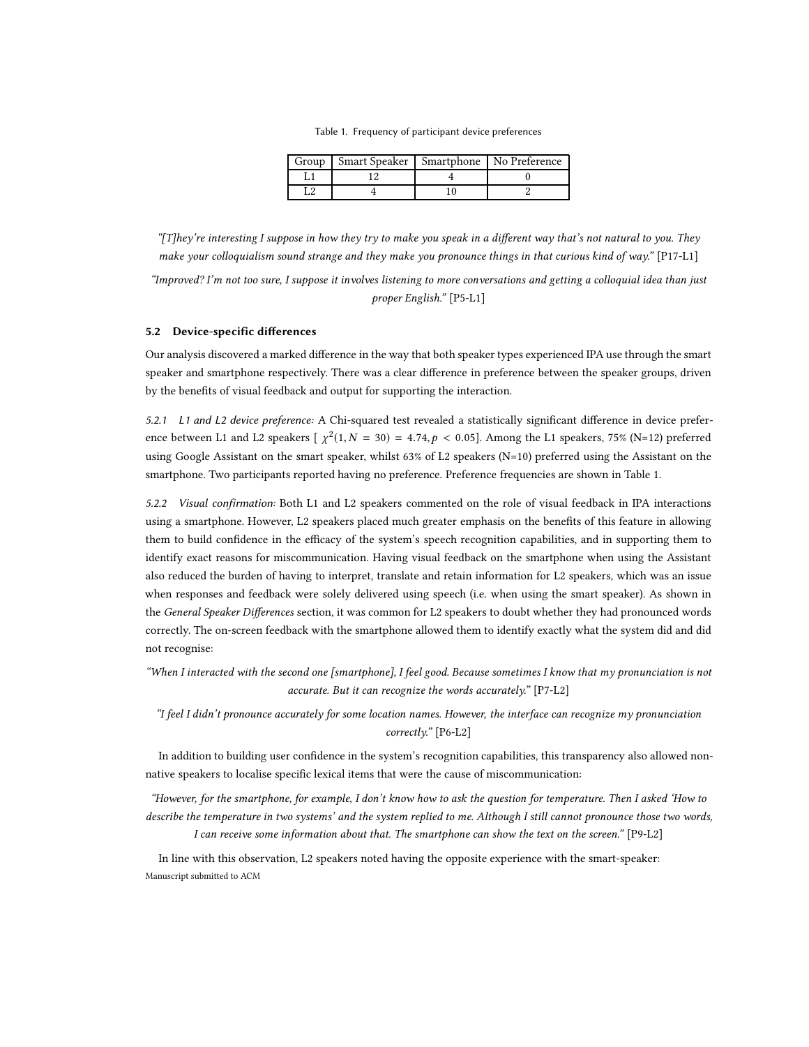Table 1. Frequency of participant device preferences

| Group | Smart Speaker | Smartphone | No Preference |
| --- | --- | --- | --- |
| L1 | 12 | 4 | 0 |
| L2 | 4 | 10 | 2 |

*"[T]hey're interesting I suppose in how they try to make you speak in a different way that's not natural to you. They make your colloquialism sound strange and they make you pronounce things in that curious kind of way."* [P17-L1]

*"Improved? I'm not too sure, I suppose it involves listening to more conversations and getting a colloquial idea than just proper English."* [P5-L1]

### 5.2 Device-specific differences

Our analysis discovered a marked difference in the way that both speaker types experienced IPA use through the smart speaker and smartphone respectively. There was a clear difference in preference between the speaker groups, driven by the benefits of visual feedback and output for supporting the interaction.

*5.2.1 L1 and L2 device preference:* A Chi-squared test revealed a statistically significant difference in device preference between L1 and L2 speakers [ $\chi^2(1, N = 30) = 4.74, p < 0.05$]. Among the L1 speakers, 75% (N=12) preferred using Google Assistant on the smart speaker, whilst 63% of L2 speakers (N=10) preferred using the Assistant on the smartphone. Two participants reported having no preference. Preference frequencies are shown in Table 1.

*5.2.2 Visual confirmation:* Both L1 and L2 speakers commented on the role of visual feedback in IPA interactions using a smartphone. However, L2 speakers placed much greater emphasis on the benefits of this feature in allowing them to build confidence in the efficacy of the system's speech recognition capabilities, and in supporting them to identify exact reasons for miscommunication. Having visual feedback on the smartphone when using the Assistant also reduced the burden of having to interpret, translate and retain information for L2 speakers, which was an issue when responses and feedback were solely delivered using speech (i.e. when using the smart speaker). As shown in the *General Speaker Differences* section, it was common for L2 speakers to doubt whether they had pronounced words correctly. The on-screen feedback with the smartphone allowed them to identify exactly what the system did and did not recognise:

*"When I interacted with the second one [smartphone], I feel good. Because sometimes I know that my pronunciation is not accurate. But it can recognize the words accurately."* [P7-L2]

*"I feel I didn't pronounce accurately for some location names. However, the interface can recognize my pronunciation correctly."* [P6-L2]

In addition to building user confidence in the system's recognition capabilities, this transparency also allowed non-native speakers to localise specific lexical items that were the cause of miscommunication:

*"However, for the smartphone, for example, I don't know how to ask the question for temperature. Then I asked 'How to describe the temperature in two systems' and the system replied to me. Although I still cannot pronounce those two words, I can receive some information about that. The smartphone can show the text on the screen."* [P9-L2]

In line with this observation, L2 speakers noted having the opposite experience with the smart-speaker: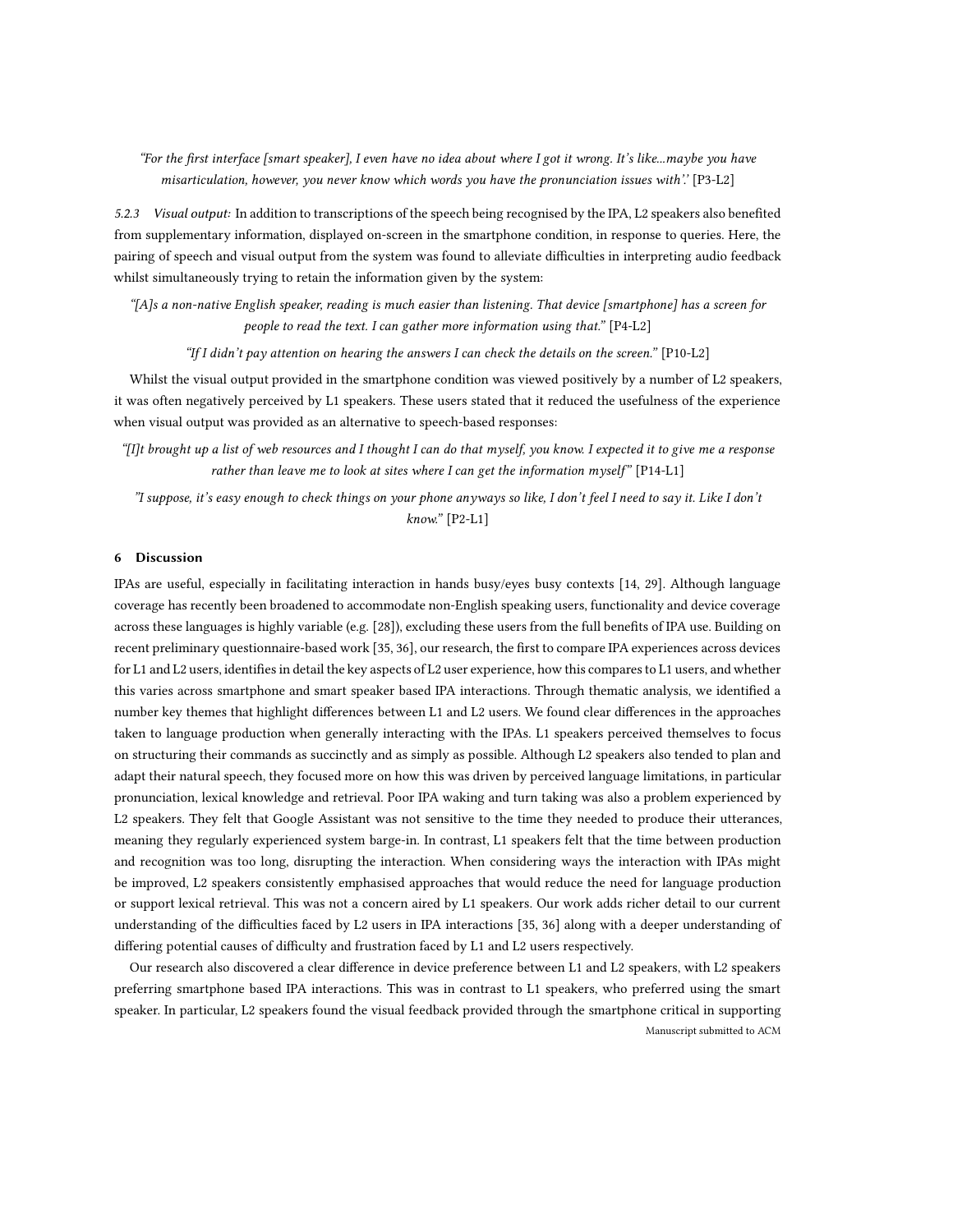*"For the first interface [smart speaker], I even have no idea about where I got it wrong. It's like...maybe you have misarticulation, however, you never know which words you have the pronunciation issues with'.'* [P3-L2]

*5.2.3 Visual output:* In addition to transcriptions of the speech being recognised by the IPA, L2 speakers also benefited from supplementary information, displayed on-screen in the smartphone condition, in response to queries. Here, the pairing of speech and visual output from the system was found to alleviate difficulties in interpreting audio feedback whilst simultaneously trying to retain the information given by the system:

*"[A]s a non-native English speaker, reading is much easier than listening. That device [smartphone] has a screen for people to read the text. I can gather more information using that."* [P4-L2]

*"If I didn't pay attention on hearing the answers I can check the details on the screen."* [P10-L2]

Whilst the visual output provided in the smartphone condition was viewed positively by a number of L2 speakers, it was often negatively perceived by L1 speakers. These users stated that it reduced the usefulness of the experience when visual output was provided as an alternative to speech-based responses:

*"[I]t brought up a list of web resources and I thought I can do that myself, you know. I expected it to give me a response rather than leave me to look at sites where I can get the information myself"* [P14-L1]

*"I suppose, it's easy enough to check things on your phone anyways so like, I don't feel I need to say it. Like I don't know."* [P2-L1]

## 6 Discussion

IPAs are useful, especially in facilitating interaction in hands busy/eyes busy contexts [14, 29]. Although language coverage has recently been broadened to accommodate non-English speaking users, functionality and device coverage across these languages is highly variable (e.g. [28]), excluding these users from the full benefits of IPA use. Building on recent preliminary questionnaire-based work [35, 36], our research, the first to compare IPA experiences across devices for L1 and L2 users, identifies in detail the key aspects of L2 user experience, how this compares to L1 users, and whether this varies across smartphone and smart speaker based IPA interactions. Through thematic analysis, we identified a number key themes that highlight differences between L1 and L2 users. We found clear differences in the approaches taken to language production when generally interacting with the IPAs. L1 speakers perceived themselves to focus on structuring their commands as succinctly and as simply as possible. Although L2 speakers also tended to plan and adapt their natural speech, they focused more on how this was driven by perceived language limitations, in particular pronunciation, lexical knowledge and retrieval. Poor IPA waking and turn taking was also a problem experienced by L2 speakers. They felt that Google Assistant was not sensitive to the time they needed to produce their utterances, meaning they regularly experienced system barge-in. In contrast, L1 speakers felt that the time between production and recognition was too long, disrupting the interaction. When considering ways the interaction with IPAs might be improved, L2 speakers consistently emphasised approaches that would reduce the need for language production or support lexical retrieval. This was not a concern aired by L1 speakers. Our work adds richer detail to our current understanding of the difficulties faced by L2 users in IPA interactions [35, 36] along with a deeper understanding of differing potential causes of difficulty and frustration faced by L1 and L2 users respectively.

Our research also discovered a clear difference in device preference between L1 and L2 speakers, with L2 speakers preferring smartphone based IPA interactions. This was in contrast to L1 speakers, who preferred using the smart speaker. In particular, L2 speakers found the visual feedback provided through the smartphone critical in supporting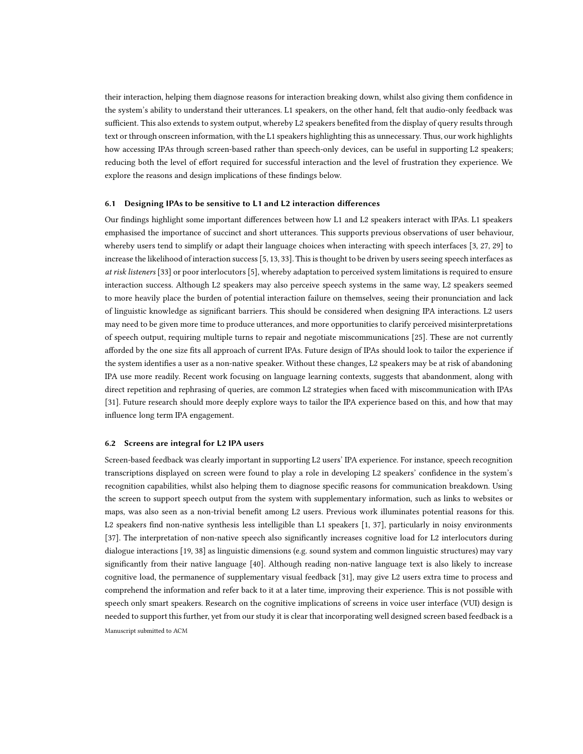their interaction, helping them diagnose reasons for interaction breaking down, whilst also giving them confidence in the system's ability to understand their utterances. L1 speakers, on the other hand, felt that audio-only feedback was sufficient. This also extends to system output, whereby L2 speakers benefited from the display of query results through text or through onscreen information, with the L1 speakers highlighting this as unnecessary. Thus, our work highlights how accessing IPAs through screen-based rather than speech-only devices, can be useful in supporting L2 speakers; reducing both the level of effort required for successful interaction and the level of frustration they experience. We explore the reasons and design implications of these findings below.

### 6.1 Designing IPAs to be sensitive to L1 and L2 interaction differences

Our findings highlight some important differences between how L1 and L2 speakers interact with IPAs. L1 speakers emphasised the importance of succinct and short utterances. This supports previous observations of user behaviour, whereby users tend to simplify or adapt their language choices when interacting with speech interfaces [3, 27, 29] to increase the likelihood of interaction success [5, 13, 33]. This is thought to be driven by users seeing speech interfaces as *at risk listeners* [33] or poor interlocutors [5], whereby adaptation to perceived system limitations is required to ensure interaction success. Although L2 speakers may also perceive speech systems in the same way, L2 speakers seemed to more heavily place the burden of potential interaction failure on themselves, seeing their pronunciation and lack of linguistic knowledge as significant barriers. This should be considered when designing IPA interactions. L2 users may need to be given more time to produce utterances, and more opportunities to clarify perceived misinterpretations of speech output, requiring multiple turns to repair and negotiate miscommunications [25]. These are not currently afforded by the one size fits all approach of current IPAs. Future design of IPAs should look to tailor the experience if the system identifies a user as a non-native speaker. Without these changes, L2 speakers may be at risk of abandoning IPA use more readily. Recent work focusing on language learning contexts, suggests that abandonment, along with direct repetition and rephrasing of queries, are common L2 strategies when faced with miscommunication with IPAs [31]. Future research should more deeply explore ways to tailor the IPA experience based on this, and how that may influence long term IPA engagement.

### 6.2 Screens are integral for L2 IPA users

Screen-based feedback was clearly important in supporting L2 users' IPA experience. For instance, speech recognition transcriptions displayed on screen were found to play a role in developing L2 speakers' confidence in the system's recognition capabilities, whilst also helping them to diagnose specific reasons for communication breakdown. Using the screen to support speech output from the system with supplementary information, such as links to websites or maps, was also seen as a non-trivial benefit among L2 users. Previous work illuminates potential reasons for this. L2 speakers find non-native synthesis less intelligible than L1 speakers [1, 37], particularly in noisy environments [37]. The interpretation of non-native speech also significantly increases cognitive load for L2 interlocutors during dialogue interactions [19, 38] as linguistic dimensions (e.g. sound system and common linguistic structures) may vary significantly from their native language [40]. Although reading non-native language text is also likely to increase cognitive load, the permanence of supplementary visual feedback [31], may give L2 users extra time to process and comprehend the information and refer back to it at a later time, improving their experience. This is not possible with speech only smart speakers. Research on the cognitive implications of screens in voice user interface (VUI) design is needed to support this further, yet from our study it is clear that incorporating well designed screen based feedback is a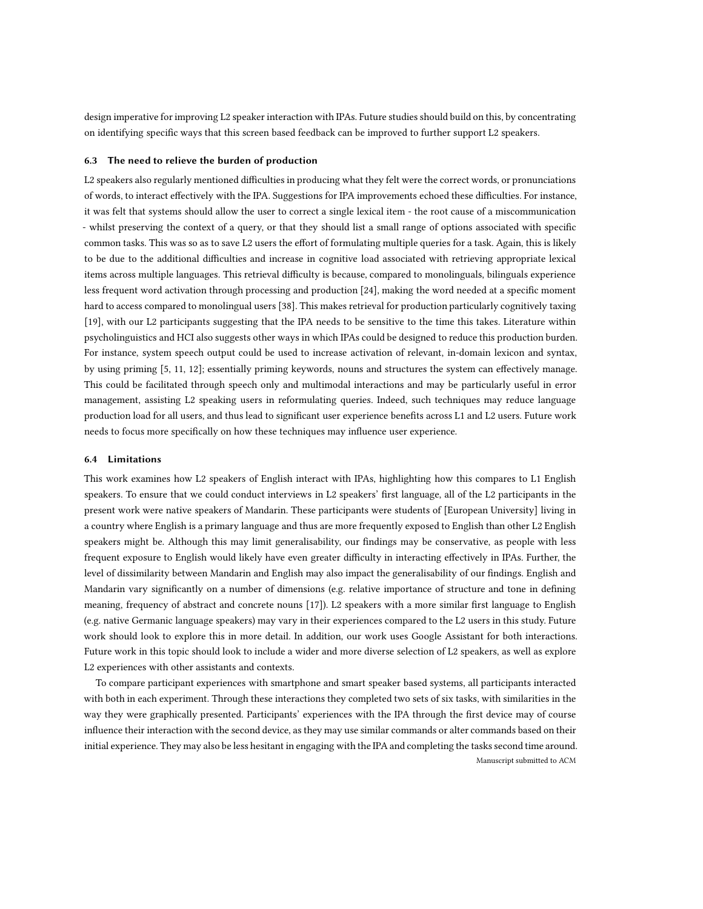design imperative for improving L2 speaker interaction with IPAs. Future studies should build on this, by concentrating on identifying specific ways that this screen based feedback can be improved to further support L2 speakers.

### 6.3 The need to relieve the burden of production

L2 speakers also regularly mentioned difficulties in producing what they felt were the correct words, or pronunciations of words, to interact effectively with the IPA. Suggestions for IPA improvements echoed these difficulties. For instance, it was felt that systems should allow the user to correct a single lexical item - the root cause of a miscommunication - whilst preserving the context of a query, or that they should list a small range of options associated with specific common tasks. This was so as to save L2 users the effort of formulating multiple queries for a task. Again, this is likely to be due to the additional difficulties and increase in cognitive load associated with retrieving appropriate lexical items across multiple languages. This retrieval difficulty is because, compared to monolinguals, bilinguals experience less frequent word activation through processing and production [24], making the word needed at a specific moment hard to access compared to monolingual users [38]. This makes retrieval for production particularly cognitively taxing [19], with our L2 participants suggesting that the IPA needs to be sensitive to the time this takes. Literature within psycholinguistics and HCI also suggests other ways in which IPAs could be designed to reduce this production burden. For instance, system speech output could be used to increase activation of relevant, in-domain lexicon and syntax, by using priming [5, 11, 12]; essentially priming keywords, nouns and structures the system can effectively manage. This could be facilitated through speech only and multimodal interactions and may be particularly useful in error management, assisting L2 speaking users in reformulating queries. Indeed, such techniques may reduce language production load for all users, and thus lead to significant user experience benefits across L1 and L2 users. Future work needs to focus more specifically on how these techniques may influence user experience.

### 6.4 Limitations

This work examines how L2 speakers of English interact with IPAs, highlighting how this compares to L1 English speakers. To ensure that we could conduct interviews in L2 speakers' first language, all of the L2 participants in the present work were native speakers of Mandarin. These participants were students of [European University] living in a country where English is a primary language and thus are more frequently exposed to English than other L2 English speakers might be. Although this may limit generalisability, our findings may be conservative, as people with less frequent exposure to English would likely have even greater difficulty in interacting effectively in IPAs. Further, the level of dissimilarity between Mandarin and English may also impact the generalisability of our findings. English and Mandarin vary significantly on a number of dimensions (e.g. relative importance of structure and tone in defining meaning, frequency of abstract and concrete nouns [17]). L2 speakers with a more similar first language to English (e.g. native Germanic language speakers) may vary in their experiences compared to the L2 users in this study. Future work should look to explore this in more detail. In addition, our work uses Google Assistant for both interactions. Future work in this topic should look to include a wider and more diverse selection of L2 speakers, as well as explore L2 experiences with other assistants and contexts.

To compare participant experiences with smartphone and smart speaker based systems, all participants interacted with both in each experiment. Through these interactions they completed two sets of six tasks, with similarities in the way they were graphically presented. Participants' experiences with the IPA through the first device may of course influence their interaction with the second device, as they may use similar commands or alter commands based on their initial experience. They may also be less hesitant in engaging with the IPA and completing the tasks second time around.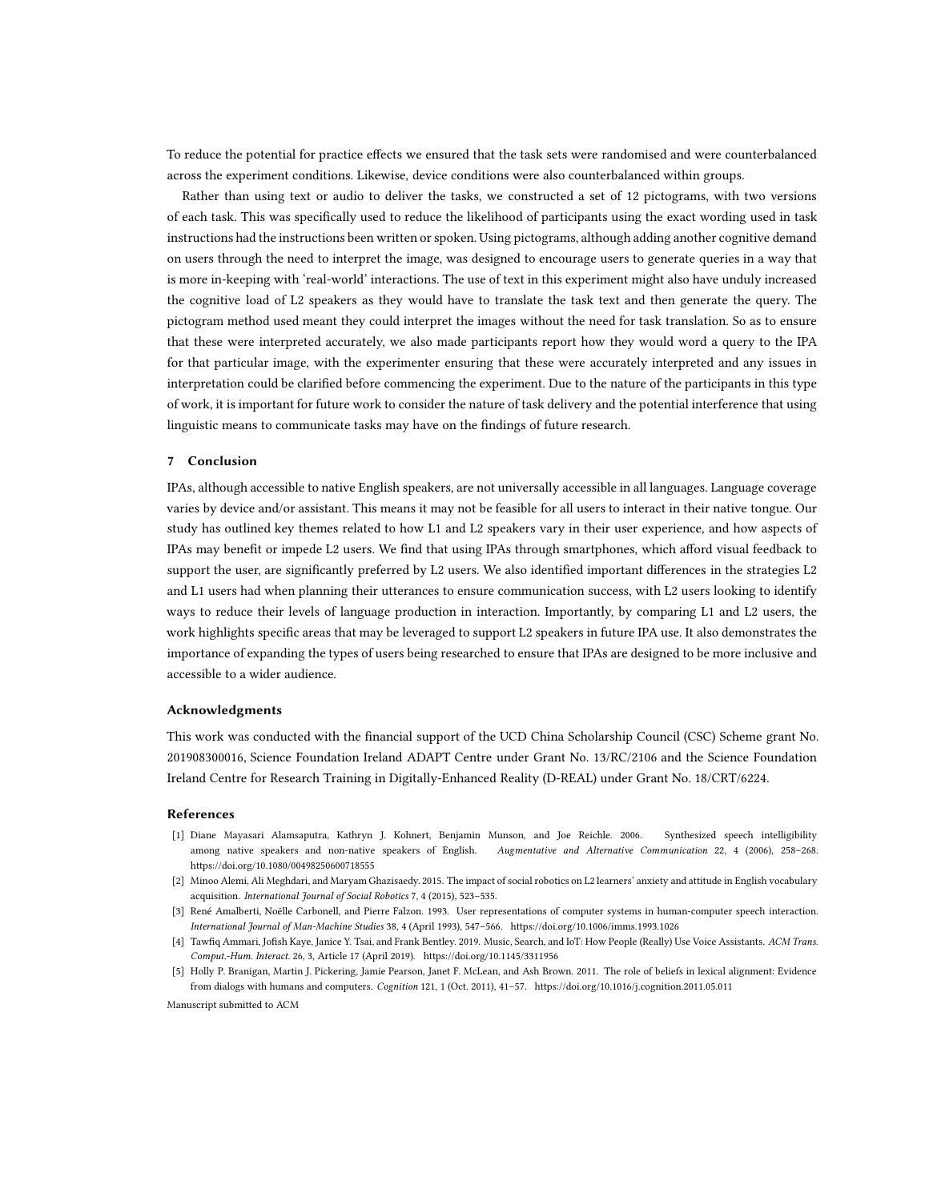To reduce the potential for practice effects we ensured that the task sets were randomised and were counterbalanced across the experiment conditions. Likewise, device conditions were also counterbalanced within groups.

Rather than using text or audio to deliver the tasks, we constructed a set of 12 pictograms, with two versions of each task. This was specifically used to reduce the likelihood of participants using the exact wording used in task instructions had the instructions been written or spoken. Using pictograms, although adding another cognitive demand on users through the need to interpret the image, was designed to encourage users to generate queries in a way that is more in-keeping with 'real-world' interactions. The use of text in this experiment might also have unduly increased the cognitive load of L2 speakers as they would have to translate the task text and then generate the query. The pictogram method used meant they could interpret the images without the need for task translation. So as to ensure that these were interpreted accurately, we also made participants report how they would word a query to the IPA for that particular image, with the experimenter ensuring that these were accurately interpreted and any issues in interpretation could be clarified before commencing the experiment. Due to the nature of the participants in this type of work, it is important for future work to consider the nature of task delivery and the potential interference that using linguistic means to communicate tasks may have on the findings of future research.

## 7 Conclusion

IPAs, although accessible to native English speakers, are not universally accessible in all languages. Language coverage varies by device and/or assistant. This means it may not be feasible for all users to interact in their native tongue. Our study has outlined key themes related to how L1 and L2 speakers vary in their user experience, and how aspects of IPAs may benefit or impede L2 users. We find that using IPAs through smartphones, which afford visual feedback to support the user, are significantly preferred by L2 users. We also identified important differences in the strategies L2 and L1 users had when planning their utterances to ensure communication success, with L2 users looking to identify ways to reduce their levels of language production in interaction. Importantly, by comparing L1 and L2 users, the work highlights specific areas that may be leveraged to support L2 speakers in future IPA use. It also demonstrates the importance of expanding the types of users being researched to ensure that IPAs are designed to be more inclusive and accessible to a wider audience.

## Acknowledgments

This work was conducted with the financial support of the UCD China Scholarship Council (CSC) Scheme grant No. 201908300016, Science Foundation Ireland ADAPT Centre under Grant No. 13/RC/2106 and the Science Foundation Ireland Centre for Research Training in Digitally-Enhanced Reality (D-REAL) under Grant No. 18/CRT/6224.

## References

[1] Diane Mayasari Alamsaputra, Kathryn J. Kohnert, Benjamin Munson, and Joe Reichle. 2006. Synthesized speech intelligibility among native speakers and non-native speakers of English. *Augmentative and Alternative Communication* 22, 4 (2006), 258–268. https://doi.org/10.1080/00498250600718555

[2] Minoo Alemi, Ali Meghdari, and Maryam Ghazisaedy. 2015. The impact of social robotics on L2 learners' anxiety and attitude in English vocabulary acquisition. *International Journal of Social Robotics* 7, 4 (2015), 523–535.

[3] René Amalberti, Noëlle Carbonell, and Pierre Falzon. 1993. User representations of computer systems in human-computer speech interaction. *International Journal of Man-Machine Studies* 38, 4 (April 1993), 547–566. https://doi.org/10.1006/imms.1993.1026

[4] Tawfiq Ammari, Jofish Kaye, Janice Y. Tsai, and Frank Bentley. 2019. Music, Search, and IoT: How People (Really) Use Voice Assistants. *ACM Trans. Comput.-Hum. Interact.* 26, 3, Article 17 (April 2019). https://doi.org/10.1145/3311956

[5] Holly P. Branigan, Martin J. Pickering, Jamie Pearson, Janet F. McLean, and Ash Brown. 2011. The role of beliefs in lexical alignment: Evidence from dialogs with humans and computers. *Cognition* 121, 1 (Oct. 2011), 41–57. https://doi.org/10.1016/j.cognition.2011.05.011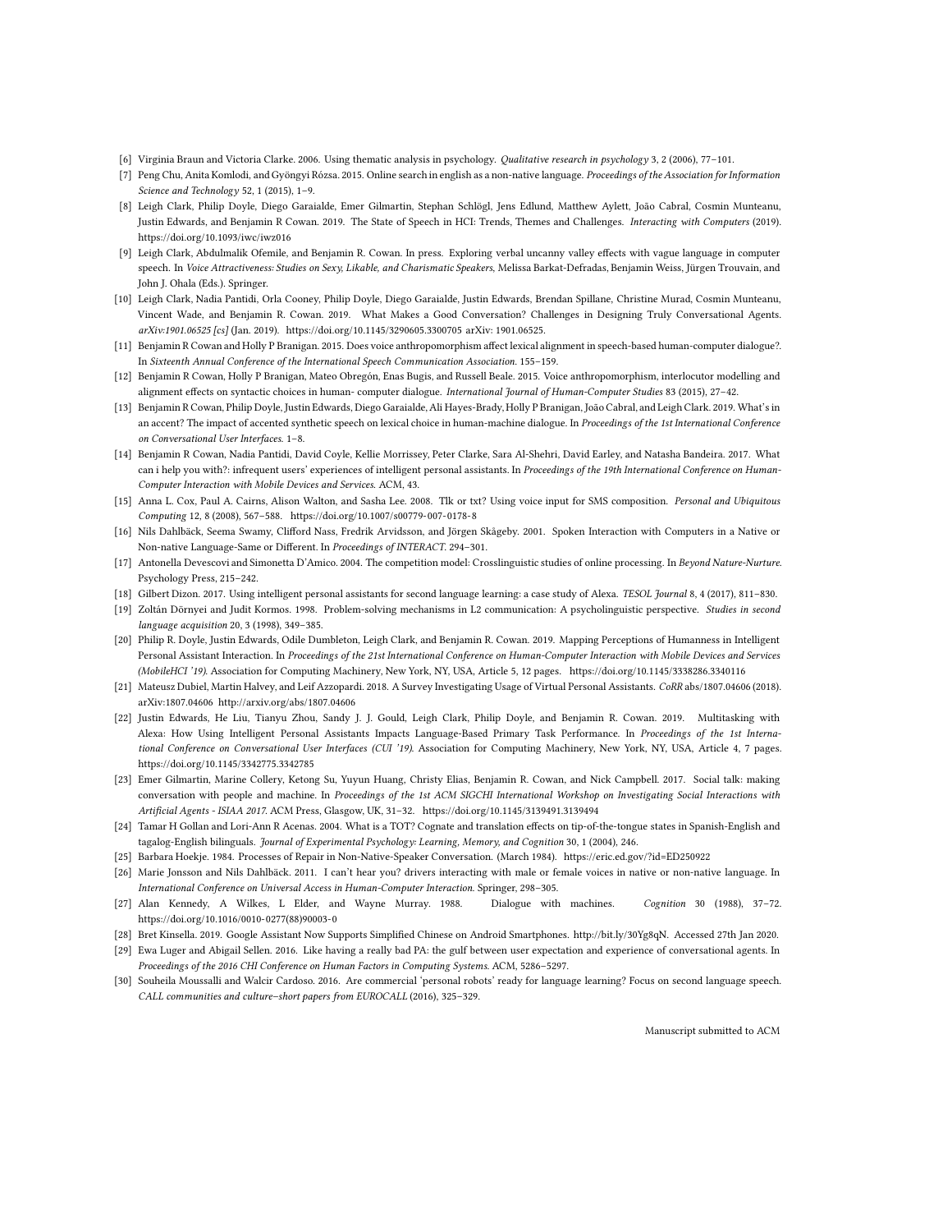[6] Virginia Braun and Victoria Clarke. 2006. Using thematic analysis in psychology. *Qualitative research in psychology* 3, 2 (2006), 77–101.

[7] Peng Chu, Anita Komlodi, and Gyöngyi Rózsa. 2015. Online search in english as a non-native language. *Proceedings of the Association for Information Science and Technology* 52, 1 (2015), 1–9.

[8] Leigh Clark, Philip Doyle, Diego Garaialde, Emer Gilmartin, Stephan Schlögl, Jens Edlund, Matthew Aylett, João Cabral, Cosmin Munteanu, Justin Edwards, and Benjamin R Cowan. 2019. The State of Speech in HCI: Trends, Themes and Challenges. *Interacting with Computers* (2019). https://doi.org/10.1093/iwc/iwz016

[9] Leigh Clark, Abdulmalik Ofemile, and Benjamin R. Cowan. In press. Exploring verbal uncanny valley effects with vague language in computer speech. In *Voice Attractiveness: Studies on Sexy, Likable, and Charismatic Speakers*, Melissa Barkat-Defradas, Benjamin Weiss, Jürgen Trouvain, and John J. Ohala (Eds.). Springer.

[10] Leigh Clark, Nadia Pantidi, Orla Cooney, Philip Doyle, Diego Garaialde, Justin Edwards, Brendan Spillane, Christine Murad, Cosmin Munteanu, Vincent Wade, and Benjamin R. Cowan. 2019. What Makes a Good Conversation? Challenges in Designing Truly Conversational Agents. *arXiv:1901.06525 [cs]* (Jan. 2019). https://doi.org/10.1145/3290605.3300705 arXiv: 1901.06525.

[11] Benjamin R Cowan and Holly P Branigan. 2015. Does voice anthropomorphism affect lexical alignment in speech-based human-computer dialogue?. In *Sixteenth Annual Conference of the International Speech Communication Association*. 155–159.

[12] Benjamin R Cowan, Holly P Branigan, Mateo Obregón, Enas Bugis, and Russell Beale. 2015. Voice anthropomorphism, interlocutor modelling and alignment effects on syntactic choices in human- computer dialogue. *International Journal of Human-Computer Studies* 83 (2015), 27–42.

[13] Benjamin R Cowan, Philip Doyle, Justin Edwards, Diego Garaialde, Ali Hayes-Brady, Holly P Branigan, João Cabral, and Leigh Clark. 2019. What's in an accent? The impact of accented synthetic speech on lexical choice in human-machine dialogue. In *Proceedings of the 1st International Conference on Conversational User Interfaces*. 1–8.

[14] Benjamin R Cowan, Nadia Pantidi, David Coyle, Kellie Morrissey, Peter Clarke, Sara Al-Shehri, David Earley, and Natasha Bandeira. 2017. What can i help you with?: infrequent users' experiences of intelligent personal assistants. In *Proceedings of the 19th International Conference on Human-Computer Interaction with Mobile Devices and Services*. ACM, 43.

[15] Anna L. Cox, Paul A. Cairns, Alison Walton, and Sasha Lee. 2008. Tlk or txt? Using voice input for SMS composition. *Personal and Ubiquitous Computing* 12, 8 (2008), 567–588. https://doi.org/10.1007/s00779-007-0178-8

[16] Nils Dahlbäck, Seema Swamy, Clifford Nass, Fredrik Arvidsson, and Jörgen Skågeby. 2001. Spoken Interaction with Computers in a Native or Non-native Language-Same or Different. In *Proceedings of INTERACT*. 294–301.

[17] Antonella Devescovi and Simonetta D'Amico. 2004. The competition model: Crosslinguistic studies of online processing. In *Beyond Nature-Nurture*. Psychology Press, 215–242.

[18] Gilbert Dizon. 2017. Using intelligent personal assistants for second language learning: a case study of Alexa. *TESOL Journal* 8, 4 (2017), 811–830.

[19] Zoltán Dörnyei and Judit Kormos. 1998. Problem-solving mechanisms in L2 communication: A psycholinguistic perspective. *Studies in second language acquisition* 20, 3 (1998), 349–385.

[20] Philip R. Doyle, Justin Edwards, Odile Dumbleton, Leigh Clark, and Benjamin R. Cowan. 2019. Mapping Perceptions of Humanness in Intelligent Personal Assistant Interaction. In *Proceedings of the 21st International Conference on Human-Computer Interaction with Mobile Devices and Services (MobileHCI '19)*. Association for Computing Machinery, New York, NY, USA, Article 5, 12 pages. https://doi.org/10.1145/3338286.3340116

[21] Mateusz Dubiel, Martin Halvey, and Leif Azzopardi. 2018. A Survey Investigating Usage of Virtual Personal Assistants. *CoRR* abs/1807.04606 (2018). arXiv:1807.04606 http://arxiv.org/abs/1807.04606

[22] Justin Edwards, He Liu, Tianyu Zhou, Sandy J. J. Gould, Leigh Clark, Philip Doyle, and Benjamin R. Cowan. 2019. Multitasking with Alexa: How Using Intelligent Personal Assistants Impacts Language-Based Primary Task Performance. In *Proceedings of the 1st International Conference on Conversational User Interfaces (CUI '19)*. Association for Computing Machinery, New York, NY, USA, Article 4, 7 pages. https://doi.org/10.1145/3342775.3342785

[23] Emer Gilmartin, Marine Collery, Ketong Su, Yuyun Huang, Christy Elias, Benjamin R. Cowan, and Nick Campbell. 2017. Social talk: making conversation with people and machine. In *Proceedings of the 1st ACM SIGCHI International Workshop on Investigating Social Interactions with Artificial Agents - ISIAA 2017*. ACM Press, Glasgow, UK, 31–32. https://doi.org/10.1145/3139491.3139494

[24] Tamar H Gollan and Lori-Ann R Acenas. 2004. What is a TOT? Cognate and translation effects on tip-of-the-tongue states in Spanish-English and tagalog-English bilinguals. *Journal of Experimental Psychology: Learning, Memory, and Cognition* 30, 1 (2004), 246.

[25] Barbara Hoekje. 1984. Processes of Repair in Non-Native-Speaker Conversation. (March 1984). https://eric.ed.gov/?id=ED250922

[26] Marie Jonsson and Nils Dahlbäck. 2011. I can't hear you? drivers interacting with male or female voices in native or non-native language. In *International Conference on Universal Access in Human-Computer Interaction*. Springer, 298–305.

[27] Alan Kennedy, A Wilkes, L Elder, and Wayne Murray. 1988. Dialogue with machines. *Cognition* 30 (1988), 37–72. https://doi.org/10.1016/0010-0277(88)90003-0

[28] Bret Kinsella. 2019. Google Assistant Now Supports Simplified Chinese on Android Smartphones. http://bit.ly/30Yg8qN. Accessed 27th Jan 2020.

[29] Ewa Luger and Abigail Sellen. 2016. Like having a really bad PA: the gulf between user expectation and experience of conversational agents. In *Proceedings of the 2016 CHI Conference on Human Factors in Computing Systems*. ACM, 5286–5297.

[30] Souheila Moussalli and Walcir Cardoso. 2016. Are commercial 'personal robots' ready for language learning? Focus on second language speech. *CALL communities and culture–short papers from EUROCALL* (2016), 325–329.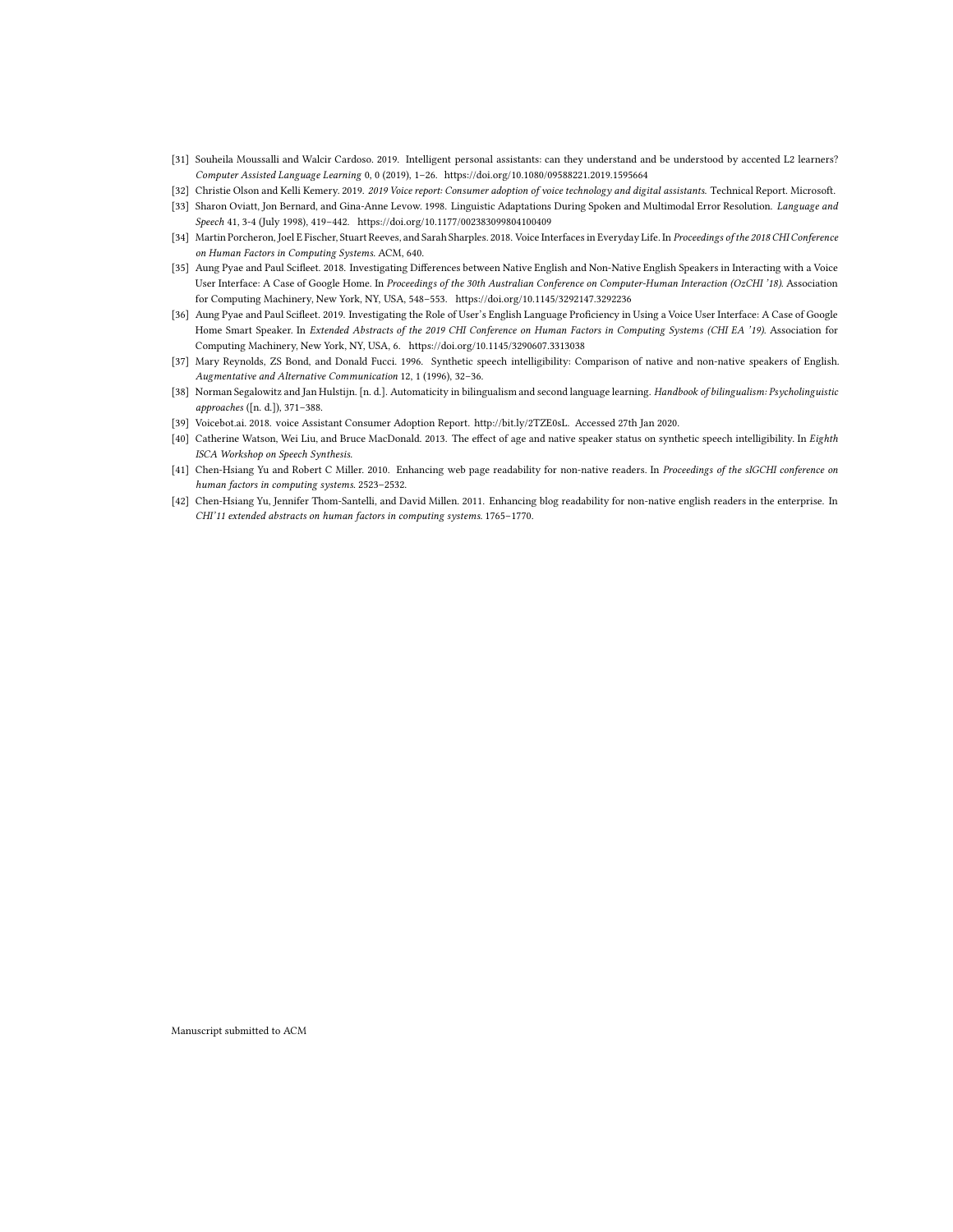[31] Souheila Moussalli and Walcir Cardoso. 2019. Intelligent personal assistants: can they understand and be understood by accented L2 learners? *Computer Assisted Language Learning* 0, 0 (2019), 1–26. https://doi.org/10.1080/09588221.2019.1595664

[32] Christie Olson and Kelli Kemery. 2019. *2019 Voice report: Consumer adoption of voice technology and digital assistants.* Technical Report. Microsoft.

[33] Sharon Oviatt, Jon Bernard, and Gina-Anne Levow. 1998. Linguistic Adaptations During Spoken and Multimodal Error Resolution. *Language and Speech* 41, 3-4 (July 1998), 419–442. https://doi.org/10.1177/002383099804100409

[34] Martin Porcheron, Joel E Fischer, Stuart Reeves, and Sarah Sharples. 2018. Voice Interfaces in Everyday Life. In *Proceedings of the 2018 CHI Conference on Human Factors in Computing Systems*. ACM, 640.

[35] Aung Pyae and Paul Scifleet. 2018. Investigating Differences between Native English and Non-Native English Speakers in Interacting with a Voice User Interface: A Case of Google Home. In *Proceedings of the 30th Australian Conference on Computer-Human Interaction (OzCHI '18)*. Association for Computing Machinery, New York, NY, USA, 548–553. https://doi.org/10.1145/3292147.3292236

[36] Aung Pyae and Paul Scifleet. 2019. Investigating the Role of User's English Language Proficiency in Using a Voice User Interface: A Case of Google Home Smart Speaker. In *Extended Abstracts of the 2019 CHI Conference on Human Factors in Computing Systems (CHI EA '19)*. Association for Computing Machinery, New York, NY, USA, 6. https://doi.org/10.1145/3290607.3313038

[37] Mary Reynolds, ZS Bond, and Donald Fucci. 1996. Synthetic speech intelligibility: Comparison of native and non-native speakers of English. *Augmentative and Alternative Communication* 12, 1 (1996), 32–36.

[38] Norman Segalowitz and Jan Hulstijn. [n. d.]. Automaticity in bilingualism and second language learning. *Handbook of bilingualism: Psycholinguistic approaches* ([n. d.]), 371–388.

[39] Voicebot.ai. 2018. voice Assistant Consumer Adoption Report. http://bit.ly/2TZE0sL. Accessed 27th Jan 2020.

[40] Catherine Watson, Wei Liu, and Bruce MacDonald. 2013. The effect of age and native speaker status on synthetic speech intelligibility. In *Eighth ISCA Workshop on Speech Synthesis*.

[41] Chen-Hsiang Yu and Robert C Miller. 2010. Enhancing web page readability for non-native readers. In *Proceedings of the sIGCHI conference on human factors in computing systems*. 2523–2532.

[42] Chen-Hsiang Yu, Jennifer Thom-Santelli, and David Millen. 2011. Enhancing blog readability for non-native english readers in the enterprise. In *CHI'11 extended abstracts on human factors in computing systems*. 1765–1770.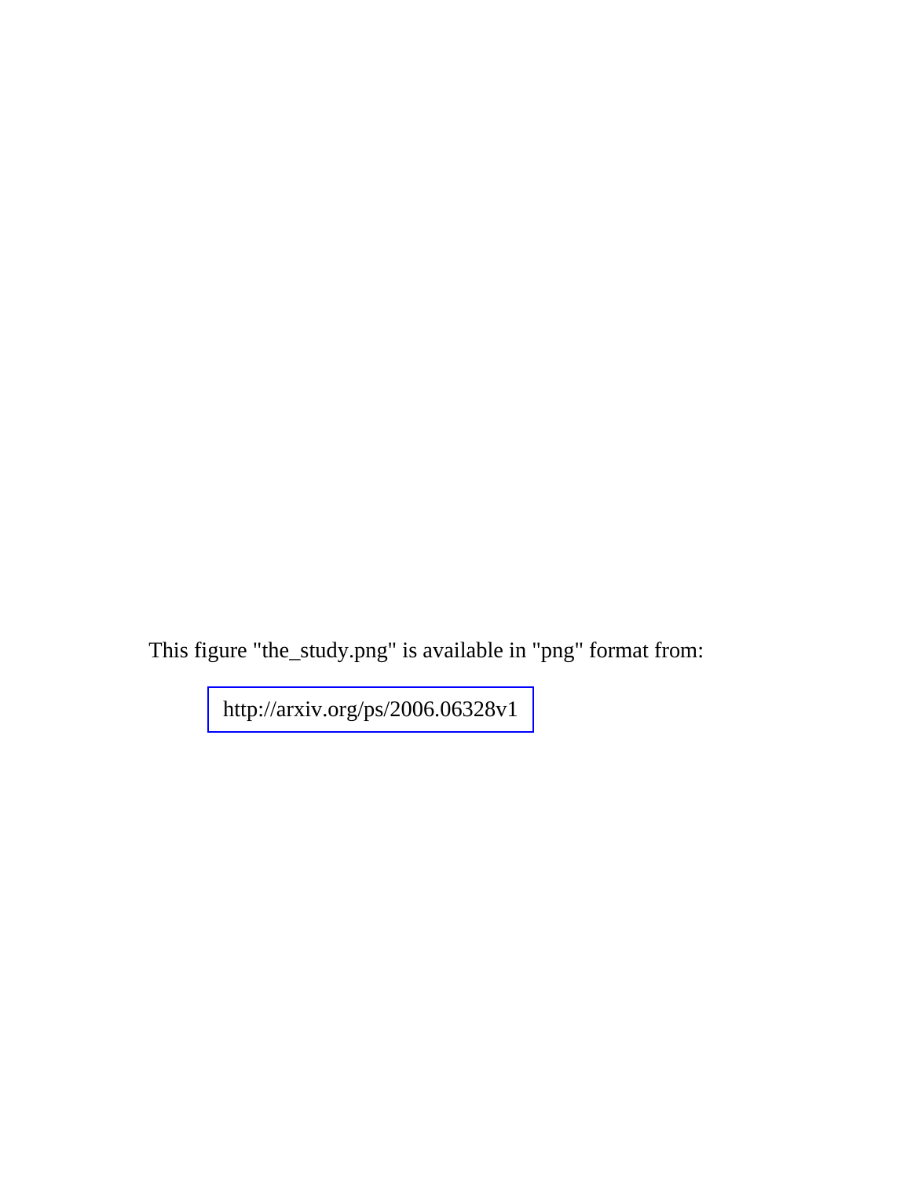This figure "the_study.png" is available in "png" format from:

http://arxiv.org/ps/2006.06328v1